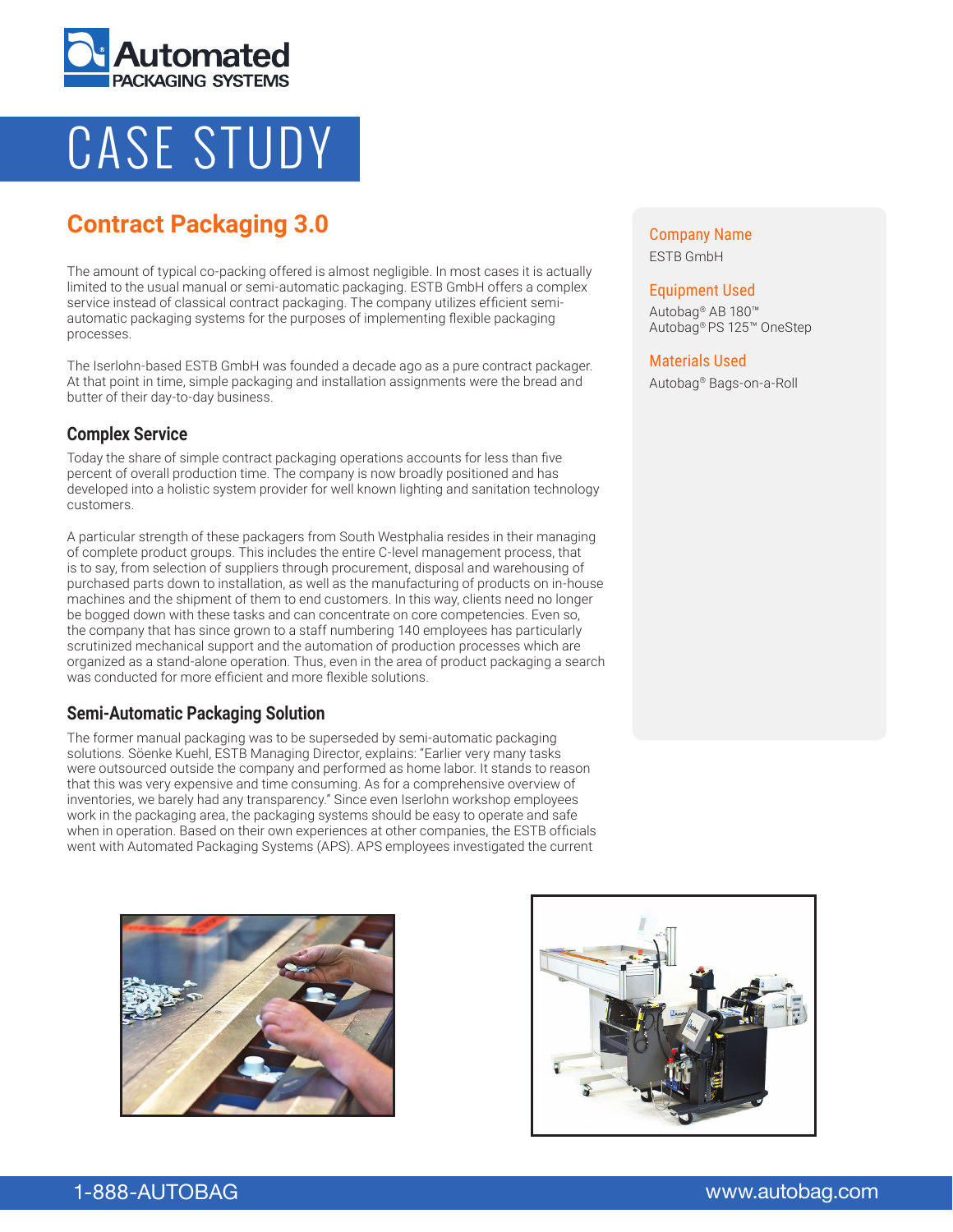# CASE STUDY

## Contract Packaging 3.0

The amount of typical co-packing offered is almost negligible. In most cases it is actually limited to the usual manual or semi-automatic packaging. ESTB GmbH offers a complex service instead of classical contract packaging. The company utilizes efficient semi-automatic packaging systems for the purposes of implementing flexible packaging processes.

The Iserlohn-based ESTB GmbH was founded a decade ago as a pure contract packager. At that point in time, simple packaging and installation assignments were the bread and butter of their day-to-day business.

### Complex Service

Today the share of simple contract packaging operations accounts for less than five percent of overall production time. The company is now broadly positioned and has developed into a holistic system provider for well known lighting and sanitation technology customers.

A particular strength of these packagers from South Westphalia resides in their managing of complete product groups. This includes the entire C-level management process, that is to say, from selection of suppliers through procurement, disposal and warehousing of purchased parts down to installation, as well as the manufacturing of products on in-house machines and the shipment of them to end customers. In this way, clients need no longer be bogged down with these tasks and can concentrate on core competencies. Even so, the company that has since grown to a staff numbering 140 employees has particularly scrutinized mechanical support and the automation of production processes which are organized as a stand-alone operation. Thus, even in the area of product packaging a search was conducted for more efficient and more flexible solutions.

### Semi-Automatic Packaging Solution

The former manual packaging was to be superseded by semi-automatic packaging solutions. Söenke Kuehl, ESTB Managing Director, explains: "Earlier very many tasks were outsourced outside the company and performed as home labor. It stands to reason that this was very expensive and time consuming. As for a comprehensive overview of inventories, we barely had any transparency." Since even Iserlohn workshop employees work in the packaging area, the packaging systems should be easy to operate and safe when in operation. Based on their own experiences at other companies, the ESTB officials went with Automated Packaging Systems (APS). APS employees investigated the current

**Company Name**
ESTB GmbH

**Equipment Used**
Autobag® AB 180™
Autobag® PS 125™ OneStep

**Materials Used**
Autobag® Bags-on-a-Roll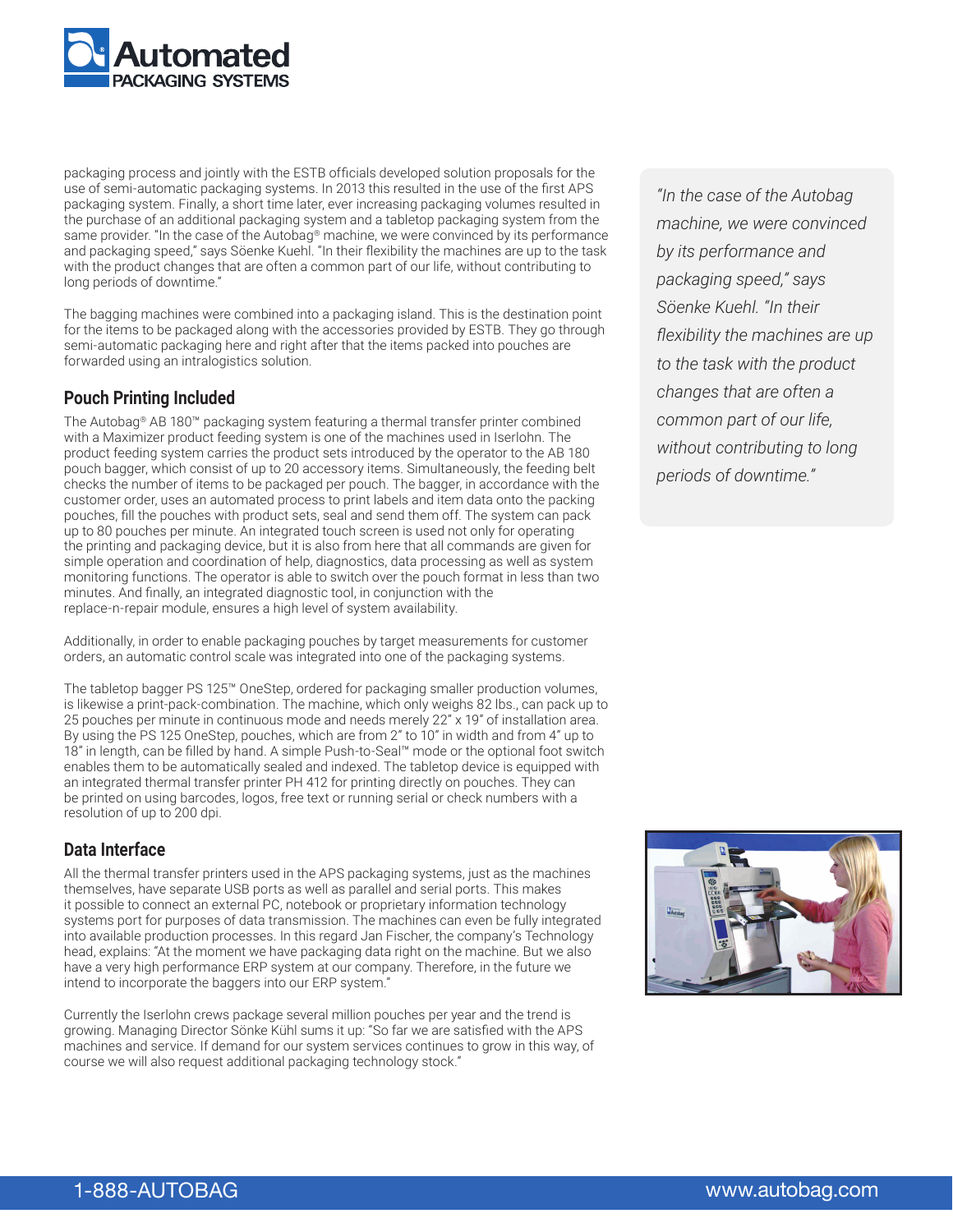packaging process and jointly with the ESTB officials developed solution proposals for the use of semi-automatic packaging systems. In 2013 this resulted in the use of the first APS packaging system. Finally, a short time later, ever increasing packaging volumes resulted in the purchase of an additional packaging system and a tabletop packaging system from the same provider. "In the case of the Autobag® machine, we were convinced by its performance and packaging speed," says Söenke Kuehl. "In their flexibility the machines are up to the task with the product changes that are often a common part of our life, without contributing to long periods of downtime."

The bagging machines were combined into a packaging island. This is the destination point for the items to be packaged along with the accessories provided by ESTB. They go through semi-automatic packaging here and right after that the items packed into pouches are forwarded using an intralogistics solution.

*"In the case of the Autobag machine, we were convinced by its performance and packaging speed," says Söenke Kuehl. "In their flexibility the machines are up to the task with the product changes that are often a common part of our life, without contributing to long periods of downtime."*

## Pouch Printing Included

The Autobag® AB 180™ packaging system featuring a thermal transfer printer combined with a Maximizer product feeding system is one of the machines used in Iserlohn. The product feeding system carries the product sets introduced by the operator to the AB 180 pouch bagger, which consist of up to 20 accessory items. Simultaneously, the feeding belt checks the number of items to be packaged per pouch. The bagger, in accordance with the customer order, uses an automated process to print labels and item data onto the packing pouches, fill the pouches with product sets, seal and send them off. The system can pack up to 80 pouches per minute. An integrated touch screen is used not only for operating the printing and packaging device, but it is also from here that all commands are given for simple operation and coordination of help, diagnostics, data processing as well as system monitoring functions. The operator is able to switch over the pouch format in less than two minutes. And finally, an integrated diagnostic tool, in conjunction with the replace-n-repair module, ensures a high level of system availability.

Additionally, in order to enable packaging pouches by target measurements for customer orders, an automatic control scale was integrated into one of the packaging systems.

The tabletop bagger PS 125™ OneStep, ordered for packaging smaller production volumes, is likewise a print-pack-combination. The machine, which only weighs 82 lbs., can pack up to 25 pouches per minute in continuous mode and needs merely 22" x 19" of installation area. By using the PS 125 OneStep, pouches, which are from 2" to 10" in width and from 4" up to 18" in length, can be filled by hand. A simple Push-to-Seal™ mode or the optional foot switch enables them to be automatically sealed and indexed. The tabletop device is equipped with an integrated thermal transfer printer PH 412 for printing directly on pouches. They can be printed on using barcodes, logos, free text or running serial or check numbers with a resolution of up to 200 dpi.

## Data Interface

All the thermal transfer printers used in the APS packaging systems, just as the machines themselves, have separate USB ports as well as parallel and serial ports. This makes it possible to connect an external PC, notebook or proprietary information technology systems port for purposes of data transmission. The machines can even be fully integrated into available production processes. In this regard Jan Fischer, the company's Technology head, explains: "At the moment we have packaging data right on the machine. But we also have a very high performance ERP system at our company. Therefore, in the future we intend to incorporate the baggers into our ERP system."

Currently the Iserlohn crews package several million pouches per year and the trend is growing. Managing Director Sönke Kühl sums it up: "So far we are satisfied with the APS machines and service. If demand for our system services continues to grow in this way, of course we will also request additional packaging technology stock."